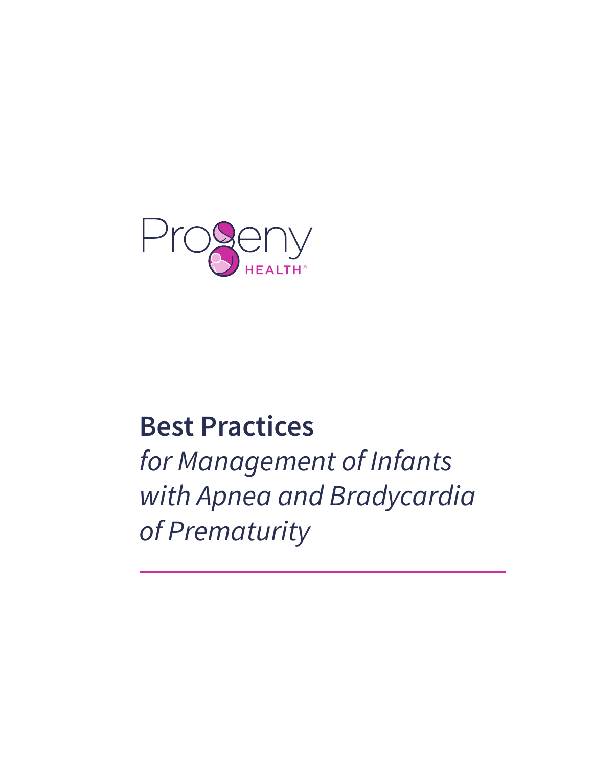Progeny HEALTH®

# Best Practices

*for Management of Infants with Apnea and Bradycardia of Prematurity*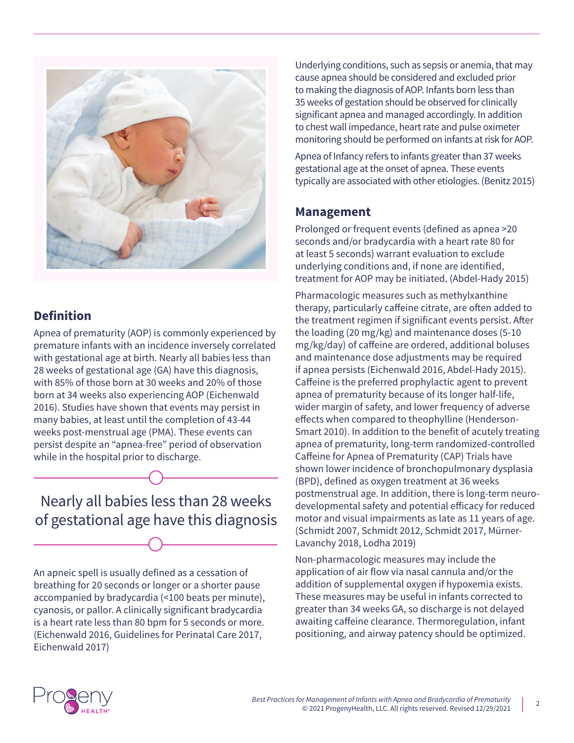## Definition

Apnea of prematurity (AOP) is commonly experienced by premature infants with an incidence inversely correlated with gestational age at birth. Nearly all babies less than 28 weeks of gestational age (GA) have this diagnosis, with 85% of those born at 30 weeks and 20% of those born at 34 weeks also experiencing AOP (Eichenwald 2016). Studies have shown that events may persist in many babies, at least until the completion of 43-44 weeks post-menstrual age (PMA). These events can persist despite an "apnea-free" period of observation while in the hospital prior to discharge.

> Nearly all babies less than 28 weeks of gestational age have this diagnosis

An apneic spell is usually defined as a cessation of breathing for 20 seconds or longer or a shorter pause accompanied by bradycardia (<100 beats per minute), cyanosis, or pallor. A clinically significant bradycardia is a heart rate less than 80 bpm for 5 seconds or more. (Eichenwald 2016, Guidelines for Perinatal Care 2017, Eichenwald 2017)

Underlying conditions, such as sepsis or anemia, that may cause apnea should be considered and excluded prior to making the diagnosis of AOP. Infants born less than 35 weeks of gestation should be observed for clinically significant apnea and managed accordingly. In addition to chest wall impedance, heart rate and pulse oximeter monitoring should be performed on infants at risk for AOP.

Apnea of Infancy refers to infants greater than 37 weeks gestational age at the onset of apnea. These events typically are associated with other etiologies. (Benitz 2015)

## Management

Prolonged or frequent events (defined as apnea >20 seconds and/or bradycardia with a heart rate 80 for at least 5 seconds) warrant evaluation to exclude underlying conditions and, if none are identified, treatment for AOP may be initiated. (Abdel-Hady 2015)

Pharmacologic measures such as methylxanthine therapy, particularly caffeine citrate, are often added to the treatment regimen if significant events persist. After the loading (20 mg/kg) and maintenance doses (5-10 mg/kg/day) of caffeine are ordered, additional boluses and maintenance dose adjustments may be required if apnea persists (Eichenwald 2016, Abdel-Hady 2015). Caffeine is the preferred prophylactic agent to prevent apnea of prematurity because of its longer half-life, wider margin of safety, and lower frequency of adverse effects when compared to theophylline (Henderson-Smart 2010). In addition to the benefit of acutely treating apnea of prematurity, long-term randomized-controlled Caffeine for Apnea of Prematurity (CAP) Trials have shown lower incidence of bronchopulmonary dysplasia (BPD), defined as oxygen treatment at 36 weeks postmenstrual age. In addition, there is long-term neuro-developmental safety and potential efficacy for reduced motor and visual impairments as late as 11 years of age. (Schmidt 2007, Schmidt 2012, Schmidt 2017, Mürner-Lavanchy 2018, Lodha 2019)

Non-pharmacologic measures may include the application of air flow via nasal cannula and/or the addition of supplemental oxygen if hypoxemia exists. These measures may be useful in infants corrected to greater than 34 weeks GA, so discharge is not delayed awaiting caffeine clearance. Thermoregulation, infant positioning, and airway patency should be optimized.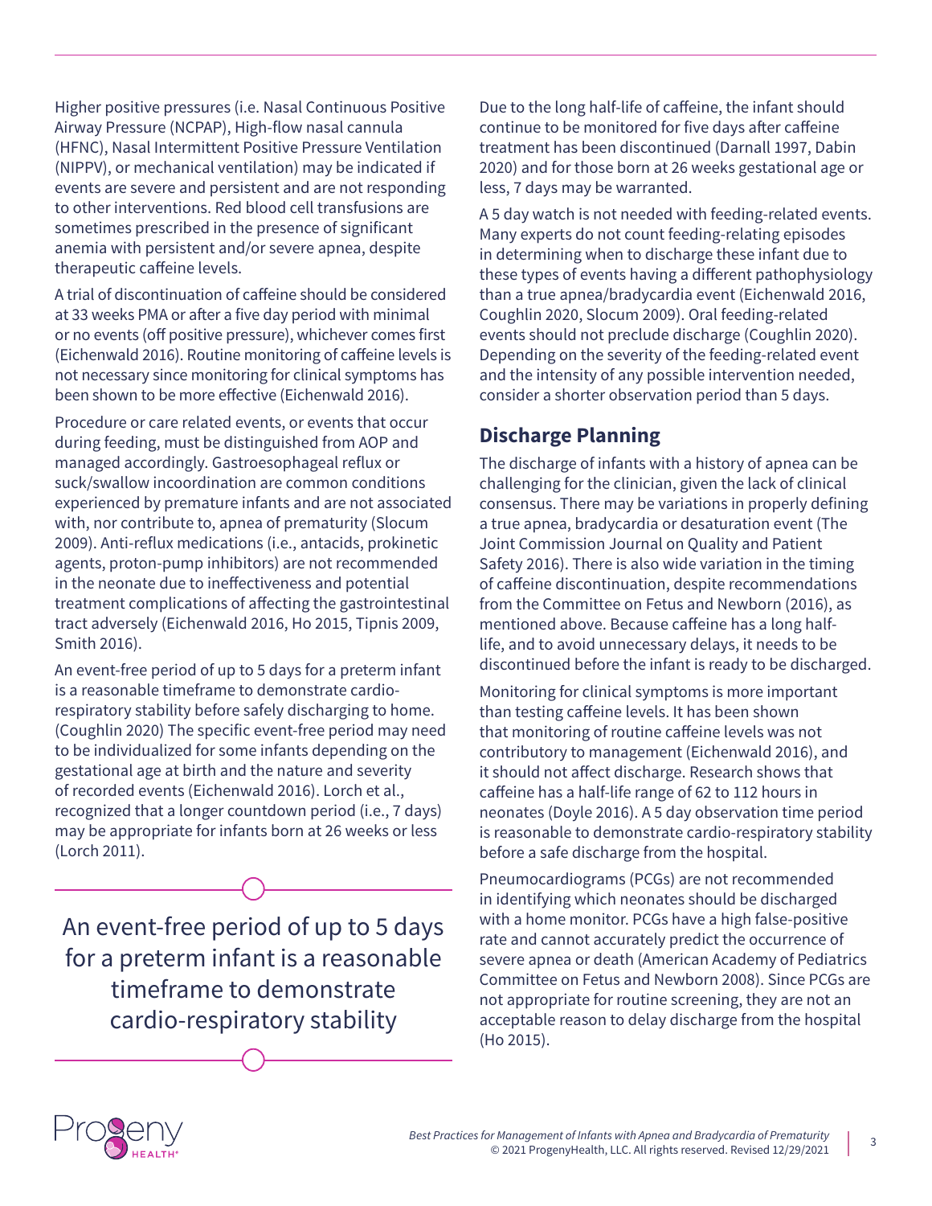Higher positive pressures (i.e. Nasal Continuous Positive Airway Pressure (NCPAP), High-flow nasal cannula (HFNC), Nasal Intermittent Positive Pressure Ventilation (NIPPV), or mechanical ventilation) may be indicated if events are severe and persistent and are not responding to other interventions. Red blood cell transfusions are sometimes prescribed in the presence of significant anemia with persistent and/or severe apnea, despite therapeutic caffeine levels.

A trial of discontinuation of caffeine should be considered at 33 weeks PMA or after a five day period with minimal or no events (off positive pressure), whichever comes first (Eichenwald 2016). Routine monitoring of caffeine levels is not necessary since monitoring for clinical symptoms has been shown to be more effective (Eichenwald 2016).

Procedure or care related events, or events that occur during feeding, must be distinguished from AOP and managed accordingly. Gastroesophageal reflux or suck/swallow incoordination are common conditions experienced by premature infants and are not associated with, nor contribute to, apnea of prematurity (Slocum 2009). Anti-reflux medications (i.e., antacids, prokinetic agents, proton-pump inhibitors) are not recommended in the neonate due to ineffectiveness and potential treatment complications of affecting the gastrointestinal tract adversely (Eichenwald 2016, Ho 2015, Tipnis 2009, Smith 2016).

An event-free period of up to 5 days for a preterm infant is a reasonable timeframe to demonstrate cardio-respiratory stability before safely discharging to home. (Coughlin 2020) The specific event-free period may need to be individualized for some infants depending on the gestational age at birth and the nature and severity of recorded events (Eichenwald 2016). Lorch et al., recognized that a longer countdown period (i.e., 7 days) may be appropriate for infants born at 26 weeks or less (Lorch 2011).

> An event-free period of up to 5 days for a preterm infant is a reasonable timeframe to demonstrate cardio-respiratory stability

Due to the long half-life of caffeine, the infant should continue to be monitored for five days after caffeine treatment has been discontinued (Darnall 1997, Dabin 2020) and for those born at 26 weeks gestational age or less, 7 days may be warranted.

A 5 day watch is not needed with feeding-related events. Many experts do not count feeding-relating episodes in determining when to discharge these infant due to these types of events having a different pathophysiology than a true apnea/bradycardia event (Eichenwald 2016, Coughlin 2020, Slocum 2009). Oral feeding-related events should not preclude discharge (Coughlin 2020). Depending on the severity of the feeding-related event and the intensity of any possible intervention needed, consider a shorter observation period than 5 days.

## Discharge Planning

The discharge of infants with a history of apnea can be challenging for the clinician, given the lack of clinical consensus. There may be variations in properly defining a true apnea, bradycardia or desaturation event (The Joint Commission Journal on Quality and Patient Safety 2016). There is also wide variation in the timing of caffeine discontinuation, despite recommendations from the Committee on Fetus and Newborn (2016), as mentioned above. Because caffeine has a long half-life, and to avoid unnecessary delays, it needs to be discontinued before the infant is ready to be discharged.

Monitoring for clinical symptoms is more important than testing caffeine levels. It has been shown that monitoring of routine caffeine levels was not contributory to management (Eichenwald 2016), and it should not affect discharge. Research shows that caffeine has a half-life range of 62 to 112 hours in neonates (Doyle 2016). A 5 day observation time period is reasonable to demonstrate cardio-respiratory stability before a safe discharge from the hospital.

Pneumocardiograms (PCGs) are not recommended in identifying which neonates should be discharged with a home monitor. PCGs have a high false-positive rate and cannot accurately predict the occurrence of severe apnea or death (American Academy of Pediatrics Committee on Fetus and Newborn 2008). Since PCGs are not appropriate for routine screening, they are not an acceptable reason to delay discharge from the hospital (Ho 2015).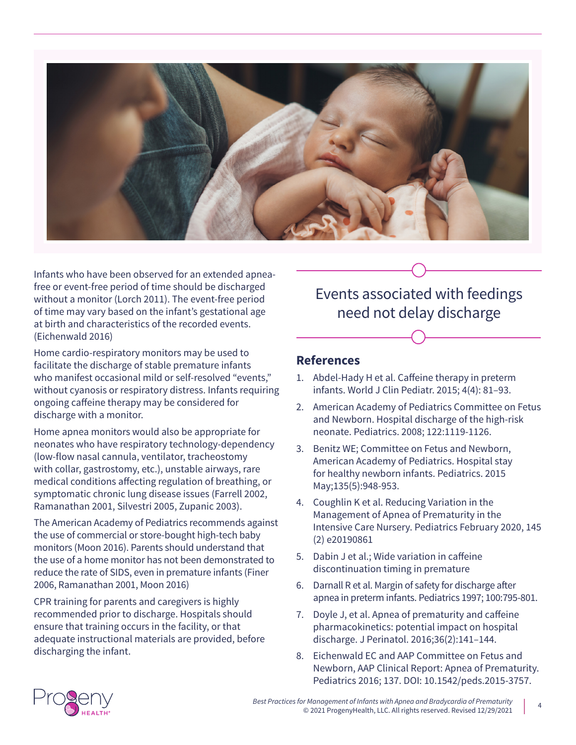Infants who have been observed for an extended apnea-free or event-free period of time should be discharged without a monitor (Lorch 2011). The event-free period of time may vary based on the infant's gestational age at birth and characteristics of the recorded events. (Eichenwald 2016)

Home cardio-respiratory monitors may be used to facilitate the discharge of stable premature infants who manifest occasional mild or self-resolved "events," without cyanosis or respiratory distress. Infants requiring ongoing caffeine therapy may be considered for discharge with a monitor.

Home apnea monitors would also be appropriate for neonates who have respiratory technology-dependency (low-flow nasal cannula, ventilator, tracheostomy with collar, gastrostomy, etc.), unstable airways, rare medical conditions affecting regulation of breathing, or symptomatic chronic lung disease issues (Farrell 2002, Ramanathan 2001, Silvestri 2005, Zupanic 2003).

The American Academy of Pediatrics recommends against the use of commercial or store-bought high-tech baby monitors (Moon 2016). Parents should understand that the use of a home monitor has not been demonstrated to reduce the rate of SIDS, even in premature infants (Finer 2006, Ramanathan 2001, Moon 2016)

CPR training for parents and caregivers is highly recommended prior to discharge. Hospitals should ensure that training occurs in the facility, or that adequate instructional materials are provided, before discharging the infant.

> Events associated with feedings need not delay discharge

## References

1. Abdel-Hady H et al. Caffeine therapy in preterm infants. World J Clin Pediatr. 2015; 4(4): 81–93.
2. American Academy of Pediatrics Committee on Fetus and Newborn. Hospital discharge of the high-risk neonate. Pediatrics. 2008; 122:1119-1126.
3. Benitz WE; Committee on Fetus and Newborn, American Academy of Pediatrics. Hospital stay for healthy newborn infants. Pediatrics. 2015 May;135(5):948-953.
4. Coughlin K et al. Reducing Variation in the Management of Apnea of Prematurity in the Intensive Care Nursery. Pediatrics February 2020, 145 (2) e20190861
5. Dabin J et al.; Wide variation in caffeine discontinuation timing in premature
6. Darnall R et al. Margin of safety for discharge after apnea in preterm infants. Pediatrics 1997; 100:795-801.
7. Doyle J, et al. Apnea of prematurity and caffeine pharmacokinetics: potential impact on hospital discharge. J Perinatol. 2016;36(2):141–144.
8. Eichenwald EC and AAP Committee on Fetus and Newborn, AAP Clinical Report: Apnea of Prematurity. Pediatrics 2016; 137. DOI: 10.1542/peds.2015-3757.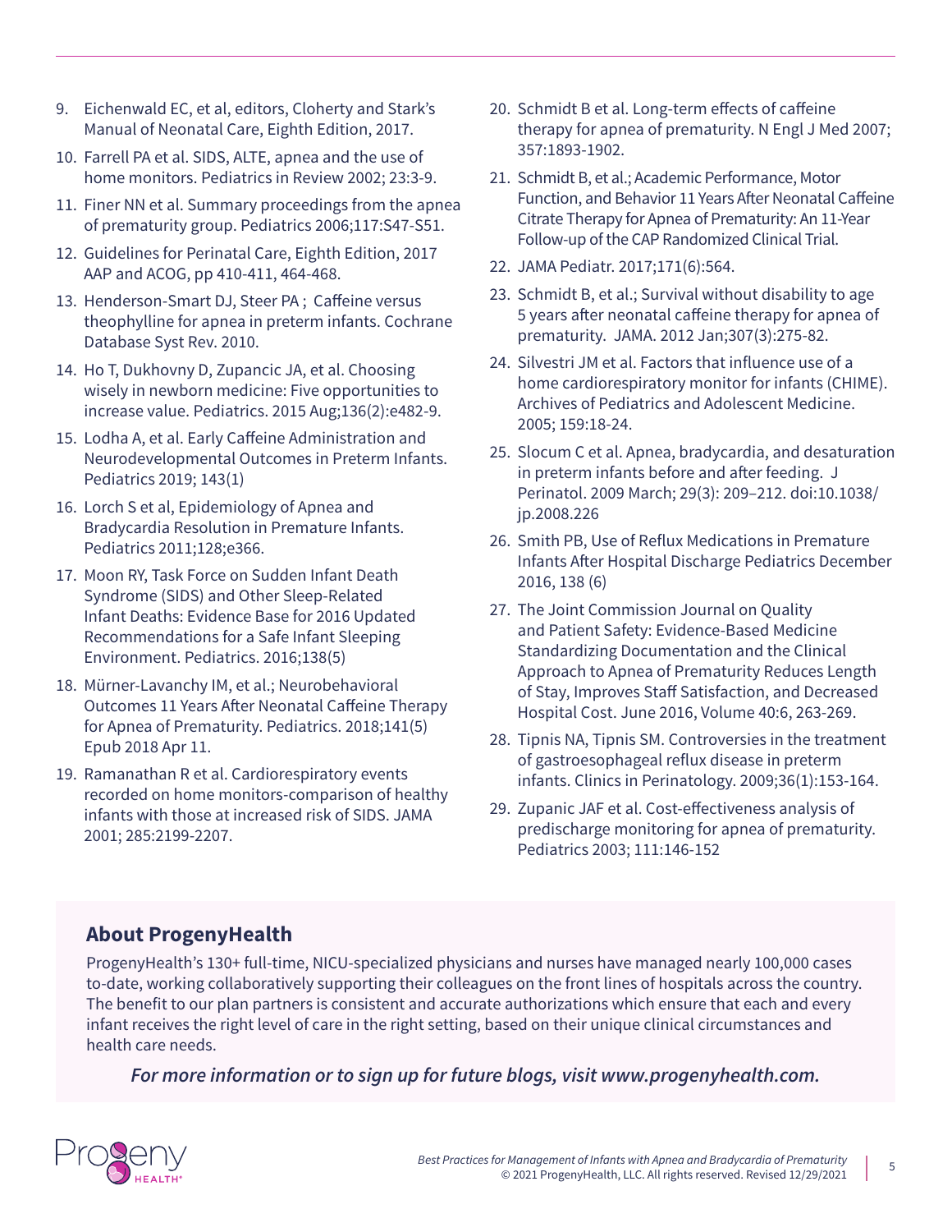9. Eichenwald EC, et al, editors, Cloherty and Stark's Manual of Neonatal Care, Eighth Edition, 2017.
10. Farrell PA et al. SIDS, ALTE, apnea and the use of home monitors. Pediatrics in Review 2002; 23:3-9.
11. Finer NN et al. Summary proceedings from the apnea of prematurity group. Pediatrics 2006;117:S47-S51.
12. Guidelines for Perinatal Care, Eighth Edition, 2017 AAP and ACOG, pp 410-411, 464-468.
13. Henderson-Smart DJ, Steer PA ; Caffeine versus theophylline for apnea in preterm infants. Cochrane Database Syst Rev. 2010.
14. Ho T, Dukhovny D, Zupancic JA, et al. Choosing wisely in newborn medicine: Five opportunities to increase value. Pediatrics. 2015 Aug;136(2):e482-9.
15. Lodha A, et al. Early Caffeine Administration and Neurodevelopmental Outcomes in Preterm Infants. Pediatrics 2019; 143(1)
16. Lorch S et al, Epidemiology of Apnea and Bradycardia Resolution in Premature Infants. Pediatrics 2011;128;e366.
17. Moon RY, Task Force on Sudden Infant Death Syndrome (SIDS) and Other Sleep-Related Infant Deaths: Evidence Base for 2016 Updated Recommendations for a Safe Infant Sleeping Environment. Pediatrics. 2016;138(5)
18. Mürner-Lavanchy IM, et al.; Neurobehavioral Outcomes 11 Years After Neonatal Caffeine Therapy for Apnea of Prematurity. Pediatrics. 2018;141(5) Epub 2018 Apr 11.
19. Ramanathan R et al. Cardiorespiratory events recorded on home monitors-comparison of healthy infants with those at increased risk of SIDS. JAMA 2001; 285:2199-2207.
20. Schmidt B et al. Long-term effects of caffeine therapy for apnea of prematurity. N Engl J Med 2007; 357:1893-1902.
21. Schmidt B, et al.; Academic Performance, Motor Function, and Behavior 11 Years After Neonatal Caffeine Citrate Therapy for Apnea of Prematurity: An 11-Year Follow-up of the CAP Randomized Clinical Trial.
22. JAMA Pediatr. 2017;171(6):564.
23. Schmidt B, et al.; Survival without disability to age 5 years after neonatal caffeine therapy for apnea of prematurity. JAMA. 2012 Jan;307(3):275-82.
24. Silvestri JM et al. Factors that influence use of a home cardiorespiratory monitor for infants (CHIME). Archives of Pediatrics and Adolescent Medicine. 2005; 159:18-24.
25. Slocum C et al. Apnea, bradycardia, and desaturation in preterm infants before and after feeding. J Perinatol. 2009 March; 29(3): 209–212. doi:10.1038/jp.2008.226
26. Smith PB, Use of Reflux Medications in Premature Infants After Hospital Discharge Pediatrics December 2016, 138 (6)
27. The Joint Commission Journal on Quality and Patient Safety: Evidence-Based Medicine Standardizing Documentation and the Clinical Approach to Apnea of Prematurity Reduces Length of Stay, Improves Staff Satisfaction, and Decreased Hospital Cost. June 2016, Volume 40:6, 263-269.
28. Tipnis NA, Tipnis SM. Controversies in the treatment of gastroesophageal reflux disease in preterm infants. Clinics in Perinatology. 2009;36(1):153-164.
29. Zupanic JAF et al. Cost-effectiveness analysis of predischarge monitoring for apnea of prematurity. Pediatrics 2003; 111:146-152

## About ProgenyHealth

ProgenyHealth's 130+ full-time, NICU-specialized physicians and nurses have managed nearly 100,000 cases to-date, working collaboratively supporting their colleagues on the front lines of hospitals across the country. The benefit to our plan partners is consistent and accurate authorizations which ensure that each and every infant receives the right level of care in the right setting, based on their unique clinical circumstances and health care needs.

***For more information or to sign up for future blogs, visit www.progenyhealth.com.***